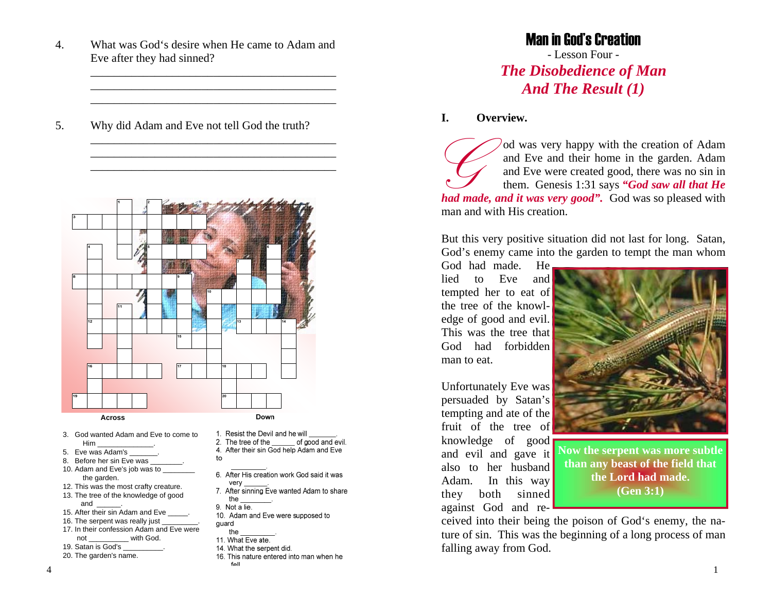4. What was God's desire when He came to Adam and Eve after they had sinned?

______________________________________________
______________________________________________
______________________________________________

5. Why did Adam and Eve not tell God the truth?

______________________________________________
______________________________________________
______________________________________________

**Across**

3. God wanted Adam and Eve to come to Him ______________.
5. Eve was Adam's _______.
8. Before her sin Eve was ________.
10. Adam and Eve's job was to ________ the garden.
12. This was the most crafty creature.
13. The tree of the knowledge of good and ______.
15. After their sin Adam and Eve _____.
16. The serpent was really just _________.
17. In their confession Adam and Eve were not __________ with God.
19. Satan is God's __________.
20. The garden's name.

**Down**

1. Resist the Devil and he will _______.
2. The tree of the ______ of good and evil.
4. After their sin God help Adam and Eve to _________.
6. After His creation work God said it was very ______.
7. After sinning Eve wanted Adam to share the ________.
9. Not a lie.
10. Adam and Eve were supposed to guard the _________.
11. What Eve ate.
14. What the serpent did.
16. This nature entered into man when he fell

# Man in God's Creation

- Lesson Four -

## *The Disobedience of Man And The Result (1)*

### I. Overview.

God was very happy with the creation of Adam and Eve and their home in the garden. Adam and Eve were created good, there was no sin in them. Genesis 1:31 says ***"God saw all that He had made, and it was very good".*** God was so pleased with man and with His creation.

But this very positive situation did not last for long. Satan, God's enemy came into the garden to tempt the man whom God had made. He lied to Eve and tempted her to eat of the tree of the knowledge of good and evil. This was the tree that God had forbidden man to eat.

**Now the serpent was more subtle than any beast of the field that the Lord had made. (Gen 3:1)**

Unfortunately Eve was persuaded by Satan's tempting and ate of the fruit of the tree of knowledge of good and evil and gave it also to her husband Adam. In this way they both sinned against God and received into their being the poison of God's enemy, the nature of sin. This was the beginning of a long process of man falling away from God.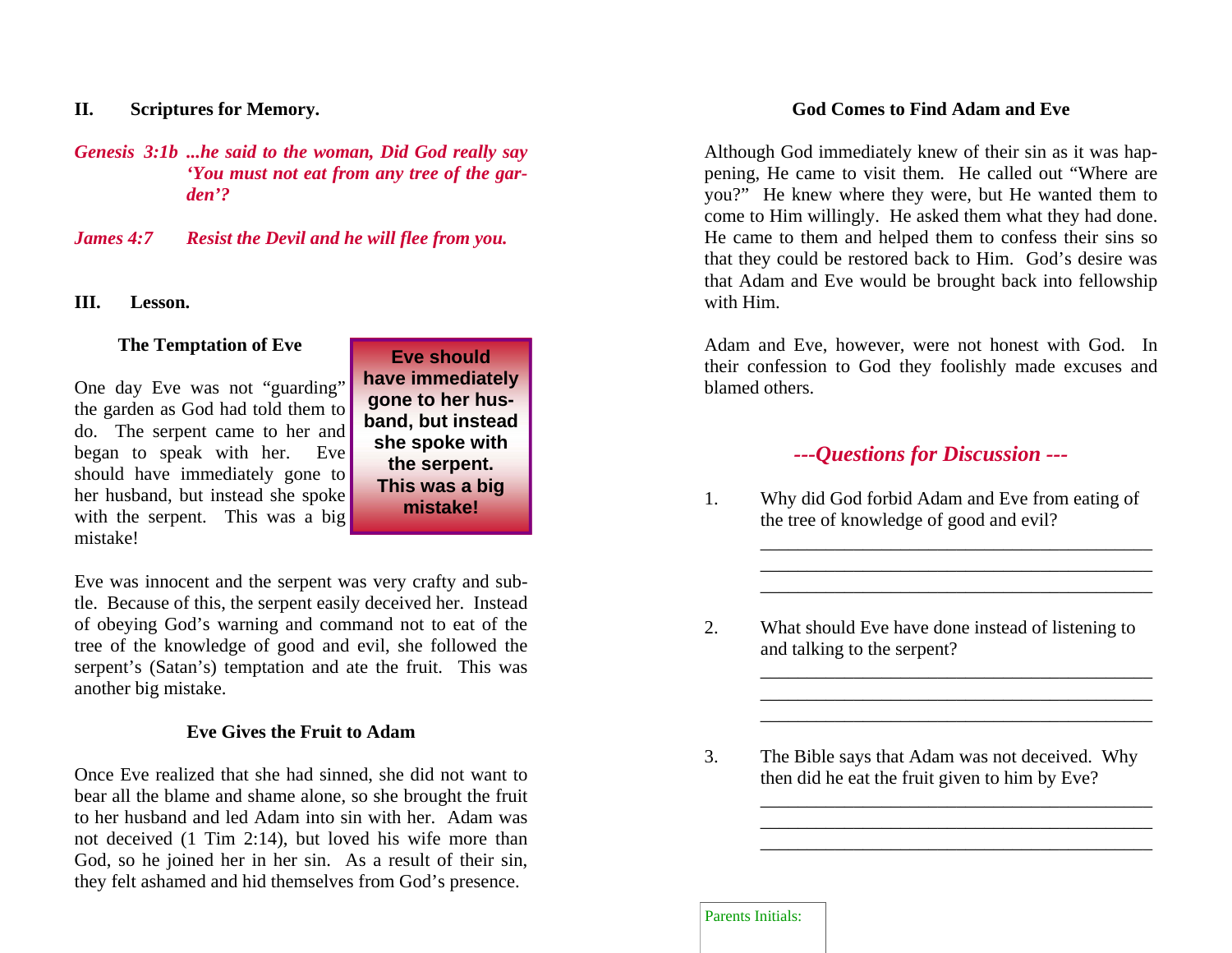## II. Scriptures for Memory.

***Genesis 3:1b*** ***...he said to the woman, Did God really say 'You must not eat from any tree of the garden'?***

***James 4:7*** ***Resist the Devil and he will flee from you.***

## III. Lesson.

### The Temptation of Eve

One day Eve was not "guarding" the garden as God had told them to do. The serpent came to her and began to speak with her. Eve should have immediately gone to her husband, but instead she spoke with the serpent. This was a big mistake!

**Eve should have immediately gone to her husband, but instead she spoke with the serpent. This was a big mistake!**

Eve was innocent and the serpent was very crafty and subtle. Because of this, the serpent easily deceived her. Instead of obeying God's warning and command not to eat of the tree of the knowledge of good and evil, she followed the serpent's (Satan's) temptation and ate the fruit. This was another big mistake.

### Eve Gives the Fruit to Adam

Once Eve realized that she had sinned, she did not want to bear all the blame and shame alone, so she brought the fruit to her husband and led Adam into sin with her. Adam was not deceived (1 Tim 2:14), but loved his wife more than God, so he joined her in her sin. As a result of their sin, they felt ashamed and hid themselves from God's presence.

### God Comes to Find Adam and Eve

Although God immediately knew of their sin as it was happening, He came to visit them. He called out "Where are you?" He knew where they were, but He wanted them to come to Him willingly. He asked them what they had done. He came to them and helped them to confess their sins so that they could be restored back to Him. God's desire was that Adam and Eve would be brought back into fellowship with Him.

Adam and Eve, however, were not honest with God. In their confession to God they foolishly made excuses and blamed others.

### *---Questions for Discussion ---*

1. Why did God forbid Adam and Eve from eating of the tree of knowledge of good and evil?

   ____________________________________________
   ____________________________________________
   ____________________________________________

2. What should Eve have done instead of listening to and talking to the serpent?

   ____________________________________________
   ____________________________________________
   ____________________________________________

3. The Bible says that Adam was not deceived. Why then did he eat the fruit given to him by Eve?

   ____________________________________________
   ____________________________________________
   ____________________________________________

Parents Initials: